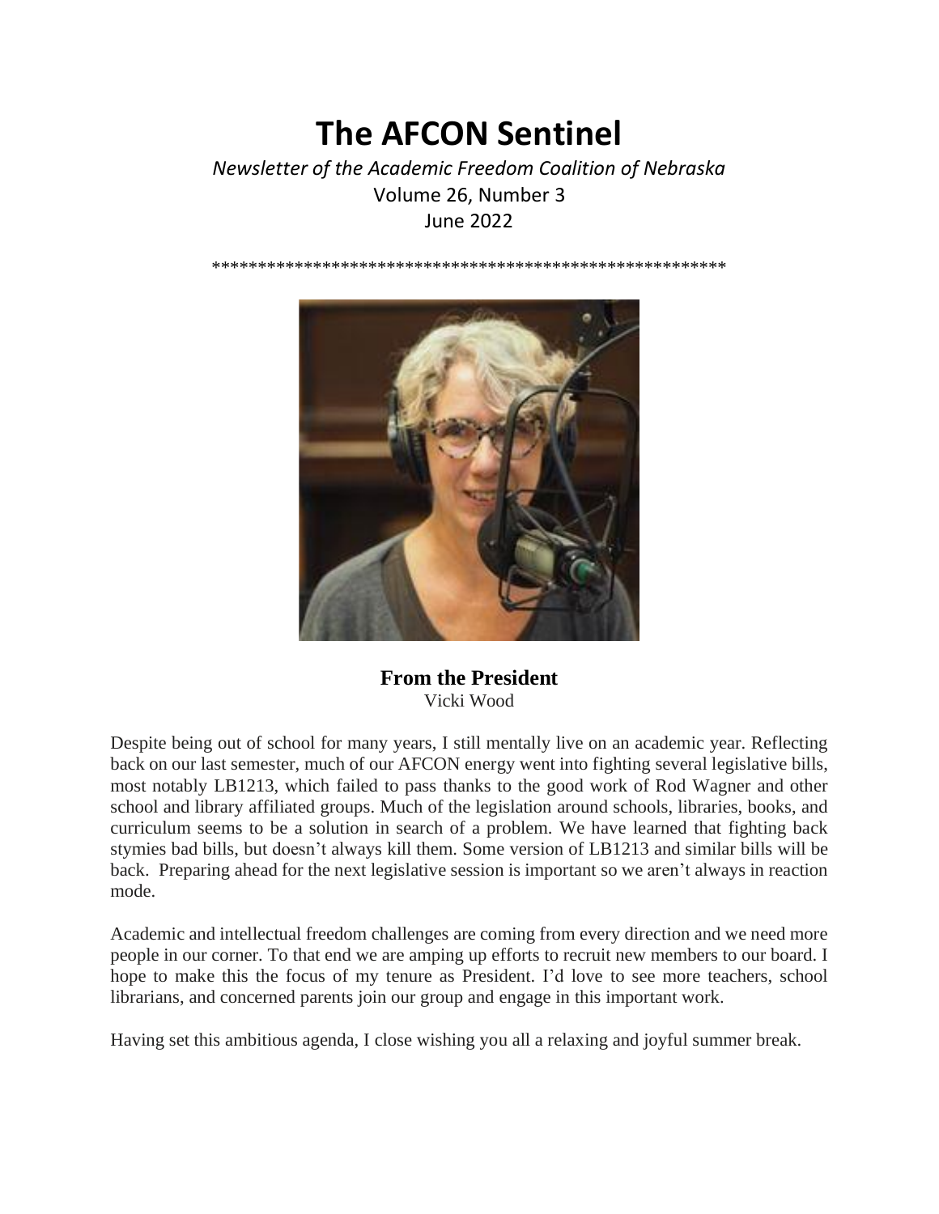# The AFCON Sentinel

*Newsletter of the Academic Freedom Coalition of Nebraska*

Volume 26, Number 3

June 2022

*******************************************************

## From the President

Vicki Wood

Despite being out of school for many years, I still mentally live on an academic year. Reflecting back on our last semester, much of our AFCON energy went into fighting several legislative bills, most notably LB1213, which failed to pass thanks to the good work of Rod Wagner and other school and library affiliated groups. Much of the legislation around schools, libraries, books, and curriculum seems to be a solution in search of a problem. We have learned that fighting back stymies bad bills, but doesn't always kill them. Some version of LB1213 and similar bills will be back. Preparing ahead for the next legislative session is important so we aren't always in reaction mode.

Academic and intellectual freedom challenges are coming from every direction and we need more people in our corner. To that end we are amping up efforts to recruit new members to our board. I hope to make this the focus of my tenure as President. I'd love to see more teachers, school librarians, and concerned parents join our group and engage in this important work.

Having set this ambitious agenda, I close wishing you all a relaxing and joyful summer break.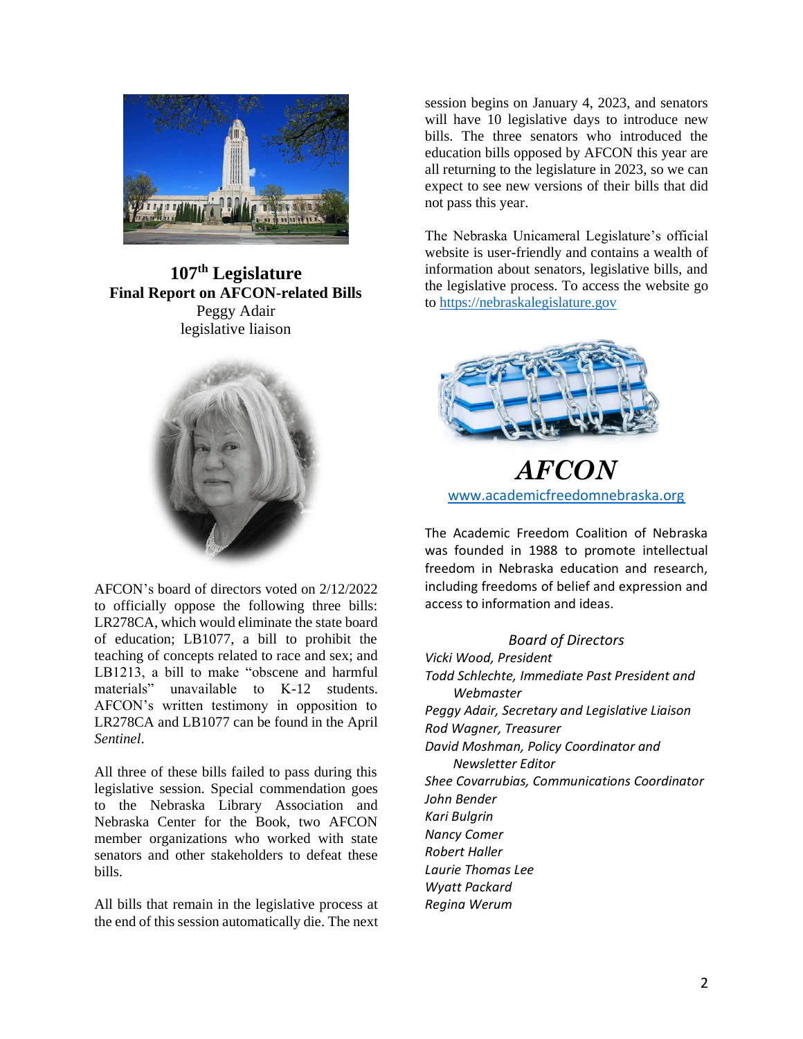## 107th Legislature
**Final Report on AFCON-related Bills**

Peggy Adair
legislative liaison

AFCON's board of directors voted on 2/12/2022 to officially oppose the following three bills: LR278CA, which would eliminate the state board of education; LB1077, a bill to prohibit the teaching of concepts related to race and sex; and LB1213, a bill to make "obscene and harmful materials" unavailable to K-12 students. AFCON's written testimony in opposition to LR278CA and LB1077 can be found in the April *Sentinel*.

All three of these bills failed to pass during this legislative session. Special commendation goes to the Nebraska Library Association and Nebraska Center for the Book, two AFCON member organizations who worked with state senators and other stakeholders to defeat these bills.

All bills that remain in the legislative process at the end of this session automatically die. The next session begins on January 4, 2023, and senators will have 10 legislative days to introduce new bills. The three senators who introduced the education bills opposed by AFCON this year are all returning to the legislature in 2023, so we can expect to see new versions of their bills that did not pass this year.

The Nebraska Unicameral Legislature's official website is user-friendly and contains a wealth of information about senators, legislative bills, and the legislative process. To access the website go to https://nebraskalegislature.gov

## *AFCON*

www.academicfreedomnebraska.org

The Academic Freedom Coalition of Nebraska was founded in 1988 to promote intellectual freedom in Nebraska education and research, including freedoms of belief and expression and access to information and ideas.

*Board of Directors*

*Vicki Wood, President*
*Todd Schlechte, Immediate Past President and Webmaster*
*Peggy Adair, Secretary and Legislative Liaison*
*Rod Wagner, Treasurer*
*David Moshman, Policy Coordinator and Newsletter Editor*
*Shee Covarrubias, Communications Coordinator*
*John Bender*
*Kari Bulgrin*
*Nancy Comer*
*Robert Haller*
*Laurie Thomas Lee*
*Wyatt Packard*
*Regina Werum*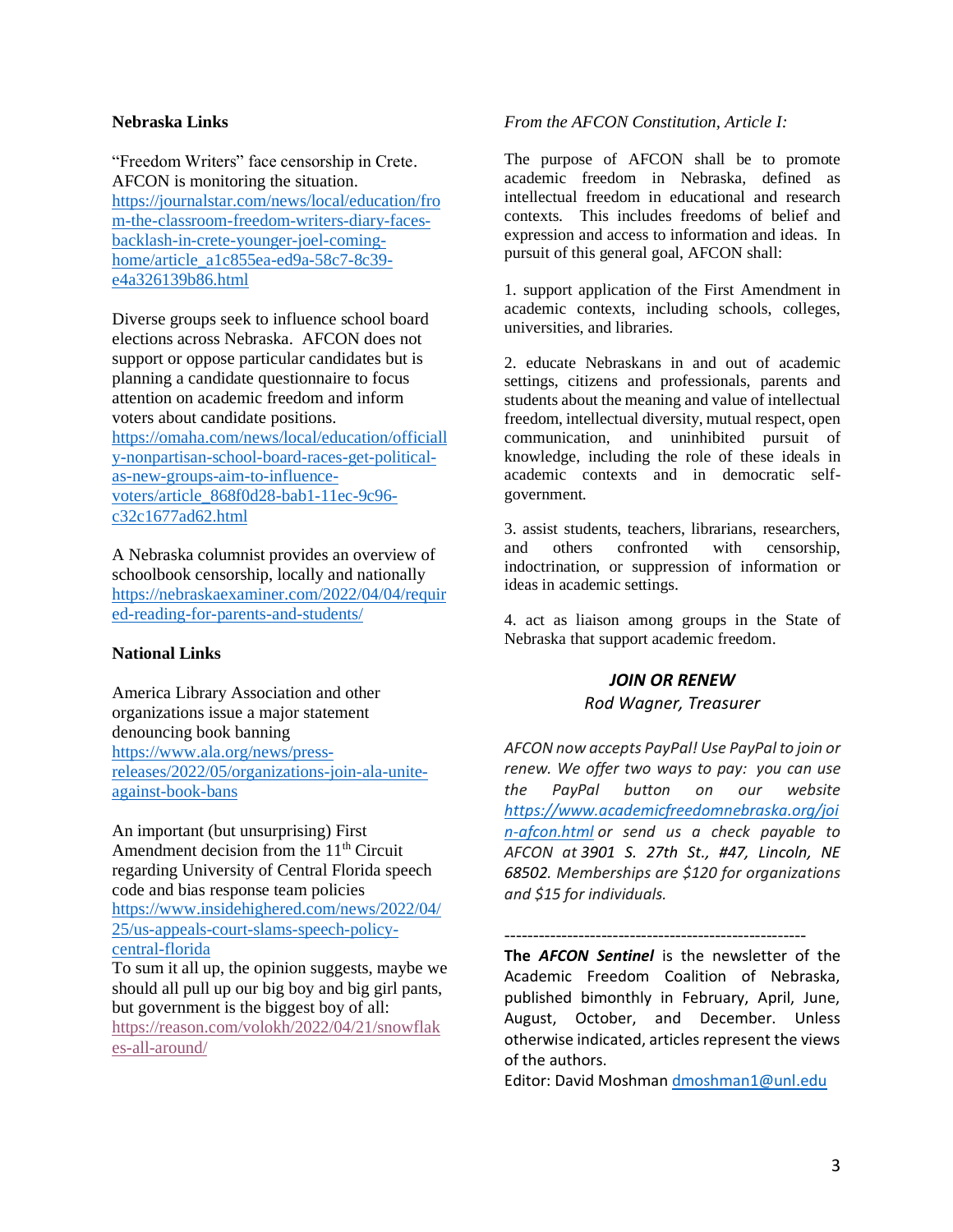## Nebraska Links

"Freedom Writers" face censorship in Crete. AFCON is monitoring the situation.
https://journalstar.com/news/local/education/from-the-classroom-freedom-writers-diary-faces-backlash-in-crete-younger-joel-coming-home/article_a1c855ea-ed9a-58c7-8c39-e4a326139b86.html

Diverse groups seek to influence school board elections across Nebraska. AFCON does not support or oppose particular candidates but is planning a candidate questionnaire to focus attention on academic freedom and inform voters about candidate positions.
https://omaha.com/news/local/education/officially-nonpartisan-school-board-races-get-political-as-new-groups-aim-to-influence-voters/article_868f0d28-bab1-11ec-9c96-c32c1677ad62.html

A Nebraska columnist provides an overview of schoolbook censorship, locally and nationally
https://nebraskaexaminer.com/2022/04/04/required-reading-for-parents-and-students/

## National Links

America Library Association and other organizations issue a major statement denouncing book banning
https://www.ala.org/news/press-releases/2022/05/organizations-join-ala-unite-against-book-bans

An important (but unsurprising) First Amendment decision from the 11th Circuit regarding University of Central Florida speech code and bias response team policies
https://www.insidehighered.com/news/2022/04/25/us-appeals-court-slams-speech-policy-central-florida
To sum it all up, the opinion suggests, maybe we should all pull up our big boy and big girl pants, but government is the biggest boy of all:
https://reason.com/volokh/2022/04/21/snowflakes-all-around/

*From the AFCON Constitution, Article I:*

The purpose of AFCON shall be to promote academic freedom in Nebraska, defined as intellectual freedom in educational and research contexts. This includes freedoms of belief and expression and access to information and ideas. In pursuit of this general goal, AFCON shall:

1. support application of the First Amendment in academic contexts, including schools, colleges, universities, and libraries.

2. educate Nebraskans in and out of academic settings, citizens and professionals, parents and students about the meaning and value of intellectual freedom, intellectual diversity, mutual respect, open communication, and uninhibited pursuit of knowledge, including the role of these ideals in academic contexts and in democratic self-government.

3. assist students, teachers, librarians, researchers, and others confronted with censorship, indoctrination, or suppression of information or ideas in academic settings.

4. act as liaison among groups in the State of Nebraska that support academic freedom.

### *JOIN OR RENEW*

*Rod Wagner, Treasurer*

*AFCON now accepts PayPal! Use PayPal to join or renew. We offer two ways to pay: you can use the PayPal button on our website https://www.academicfreedomnebraska.org/join-afcon.html or send us a check payable to AFCON at 3901 S. 27th St., #47, Lincoln, NE 68502. Memberships are $120 for organizations and $15 for individuals.*

---

**The *AFCON Sentinel*** is the newsletter of the Academic Freedom Coalition of Nebraska, published bimonthly in February, April, June, August, October, and December. Unless otherwise indicated, articles represent the views of the authors.
Editor: David Moshman dmoshman1@unl.edu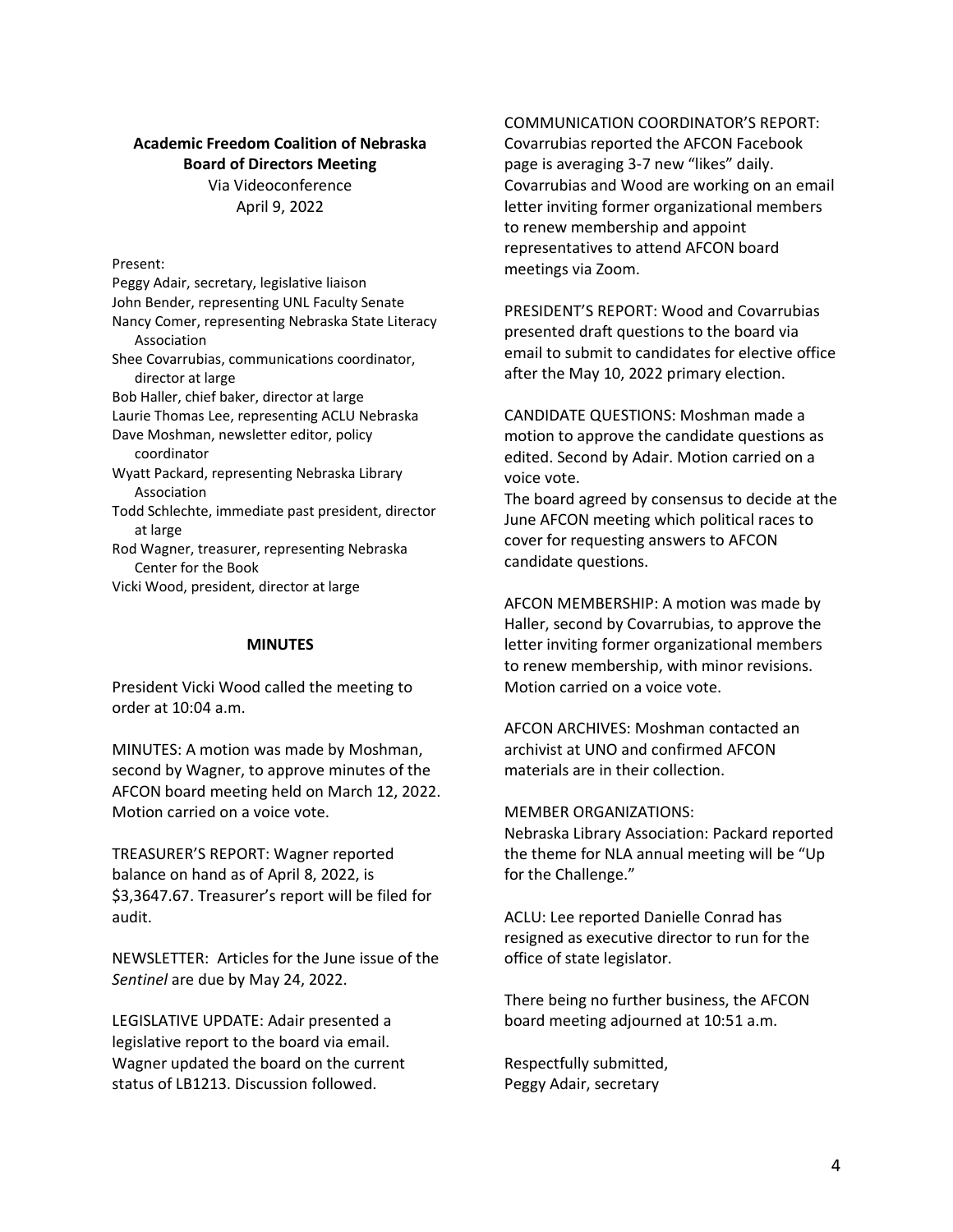**Academic Freedom Coalition of Nebraska**
**Board of Directors Meeting**
Via Videoconference
April 9, 2022

Present:
Peggy Adair, secretary, legislative liaison
John Bender, representing UNL Faculty Senate
Nancy Comer, representing Nebraska State Literacy Association
Shee Covarrubias, communications coordinator, director at large
Bob Haller, chief baker, director at large
Laurie Thomas Lee, representing ACLU Nebraska
Dave Moshman, newsletter editor, policy coordinator
Wyatt Packard, representing Nebraska Library Association
Todd Schlechte, immediate past president, director at large
Rod Wagner, treasurer, representing Nebraska Center for the Book
Vicki Wood, president, director at large

**MINUTES**

President Vicki Wood called the meeting to order at 10:04 a.m.

MINUTES: A motion was made by Moshman, second by Wagner, to approve minutes of the AFCON board meeting held on March 12, 2022. Motion carried on a voice vote.

TREASURER'S REPORT: Wagner reported balance on hand as of April 8, 2022, is $3,3647.67. Treasurer's report will be filed for audit.

NEWSLETTER: Articles for the June issue of the *Sentinel* are due by May 24, 2022.

LEGISLATIVE UPDATE: Adair presented a legislative report to the board via email. Wagner updated the board on the current status of LB1213. Discussion followed.

COMMUNICATION COORDINATOR'S REPORT: Covarrubias reported the AFCON Facebook page is averaging 3-7 new "likes" daily. Covarrubias and Wood are working on an email letter inviting former organizational members to renew membership and appoint representatives to attend AFCON board meetings via Zoom.

PRESIDENT'S REPORT: Wood and Covarrubias presented draft questions to the board via email to submit to candidates for elective office after the May 10, 2022 primary election.

CANDIDATE QUESTIONS: Moshman made a motion to approve the candidate questions as edited. Second by Adair. Motion carried on a voice vote.
The board agreed by consensus to decide at the June AFCON meeting which political races to cover for requesting answers to AFCON candidate questions.

AFCON MEMBERSHIP: A motion was made by Haller, second by Covarrubias, to approve the letter inviting former organizational members to renew membership, with minor revisions. Motion carried on a voice vote.

AFCON ARCHIVES: Moshman contacted an archivist at UNO and confirmed AFCON materials are in their collection.

MEMBER ORGANIZATIONS:
Nebraska Library Association: Packard reported the theme for NLA annual meeting will be "Up for the Challenge."

ACLU: Lee reported Danielle Conrad has resigned as executive director to run for the office of state legislator.

There being no further business, the AFCON board meeting adjourned at 10:51 a.m.

Respectfully submitted,
Peggy Adair, secretary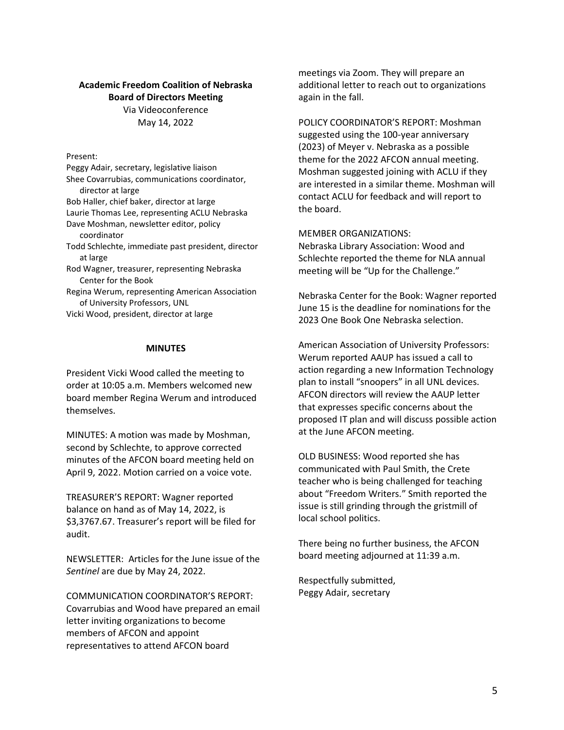**Academic Freedom Coalition of Nebraska**
**Board of Directors Meeting**
Via Videoconference
May 14, 2022

Present:
Peggy Adair, secretary, legislative liaison
Shee Covarrubias, communications coordinator, director at large
Bob Haller, chief baker, director at large
Laurie Thomas Lee, representing ACLU Nebraska
Dave Moshman, newsletter editor, policy coordinator
Todd Schlechte, immediate past president, director at large
Rod Wagner, treasurer, representing Nebraska Center for the Book
Regina Werum, representing American Association of University Professors, UNL
Vicki Wood, president, director at large

**MINUTES**

President Vicki Wood called the meeting to order at 10:05 a.m. Members welcomed new board member Regina Werum and introduced themselves.

MINUTES: A motion was made by Moshman, second by Schlechte, to approve corrected minutes of the AFCON board meeting held on April 9, 2022. Motion carried on a voice vote.

TREASURER'S REPORT: Wagner reported balance on hand as of May 14, 2022, is \$3,3767.67. Treasurer's report will be filed for audit.

NEWSLETTER: Articles for the June issue of the *Sentinel* are due by May 24, 2022.

COMMUNICATION COORDINATOR'S REPORT: Covarrubias and Wood have prepared an email letter inviting organizations to become members of AFCON and appoint representatives to attend AFCON board meetings via Zoom. They will prepare an additional letter to reach out to organizations again in the fall.

POLICY COORDINATOR'S REPORT: Moshman suggested using the 100-year anniversary (2023) of Meyer v. Nebraska as a possible theme for the 2022 AFCON annual meeting. Moshman suggested joining with ACLU if they are interested in a similar theme. Moshman will contact ACLU for feedback and will report to the board.

MEMBER ORGANIZATIONS:
Nebraska Library Association: Wood and Schlechte reported the theme for NLA annual meeting will be "Up for the Challenge."

Nebraska Center for the Book: Wagner reported June 15 is the deadline for nominations for the 2023 One Book One Nebraska selection.

American Association of University Professors: Werum reported AAUP has issued a call to action regarding a new Information Technology plan to install "snoopers" in all UNL devices. AFCON directors will review the AAUP letter that expresses specific concerns about the proposed IT plan and will discuss possible action at the June AFCON meeting.

OLD BUSINESS: Wood reported she has communicated with Paul Smith, the Crete teacher who is being challenged for teaching about "Freedom Writers." Smith reported the issue is still grinding through the gristmill of local school politics.

There being no further business, the AFCON board meeting adjourned at 11:39 a.m.

Respectfully submitted,
Peggy Adair, secretary